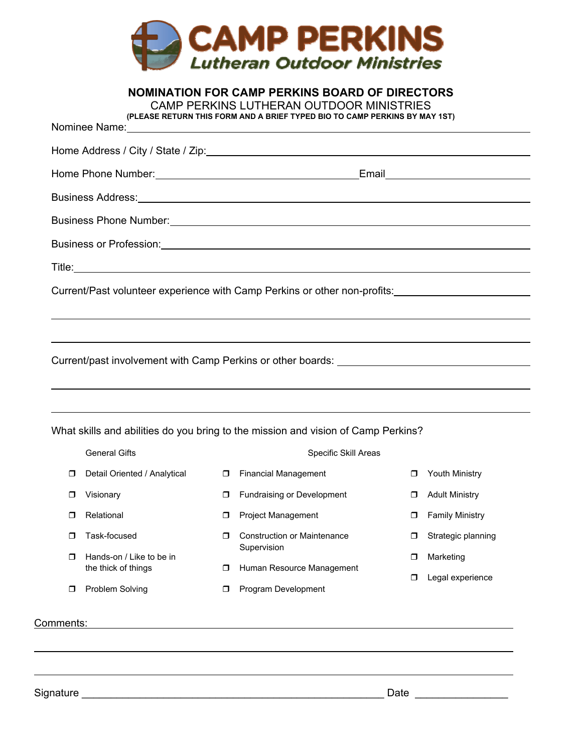CAMP PERKINS
*Lutheran Outdoor Ministries*

## NOMINATION FOR CAMP PERKINS BOARD OF DIRECTORS

CAMP PERKINS LUTHERAN OUTDOOR MINISTRIES

**(PLEASE RETURN THIS FORM AND A BRIEF TYPED BIO TO CAMP PERKINS BY MAY 1ST)**

Nominee Name: ____________________________________________

Home Address / City / State / Zip: ____________________________________________

Home Phone Number: ______________________ Email ______________________

Business Address: ____________________________________________

Business Phone Number: ____________________________________________

Business or Profession: ____________________________________________

Title: ____________________________________________

Current/Past volunteer experience with Camp Perkins or other non-profits: ______________________

____________________________________________

____________________________________________

Current/past involvement with Camp Perkins or other boards: ______________________

____________________________________________

____________________________________________

What skills and abilities do you bring to the mission and vision of Camp Perkins?

General Gifts

- ❐ Detail Oriented / Analytical
- ❐ Visionary
- ❐ Relational
- ❐ Task-focused
- ❐ Hands-on / Like to be in the thick of things
- ❐ Problem Solving

Specific Skill Areas

- ❐ Financial Management
- ❐ Fundraising or Development
- ❐ Project Management
- ❐ Construction or Maintenance Supervision
- ❐ Human Resource Management
- ❐ Program Development
- ❐ Youth Ministry
- ❐ Adult Ministry
- ❐ Family Ministry
- ❐ Strategic planning
- ❐ Marketing
- ❐ Legal experience

Comments: ____________________________________________

____________________________________________

____________________________________________

Signature ______________________________ Date ______________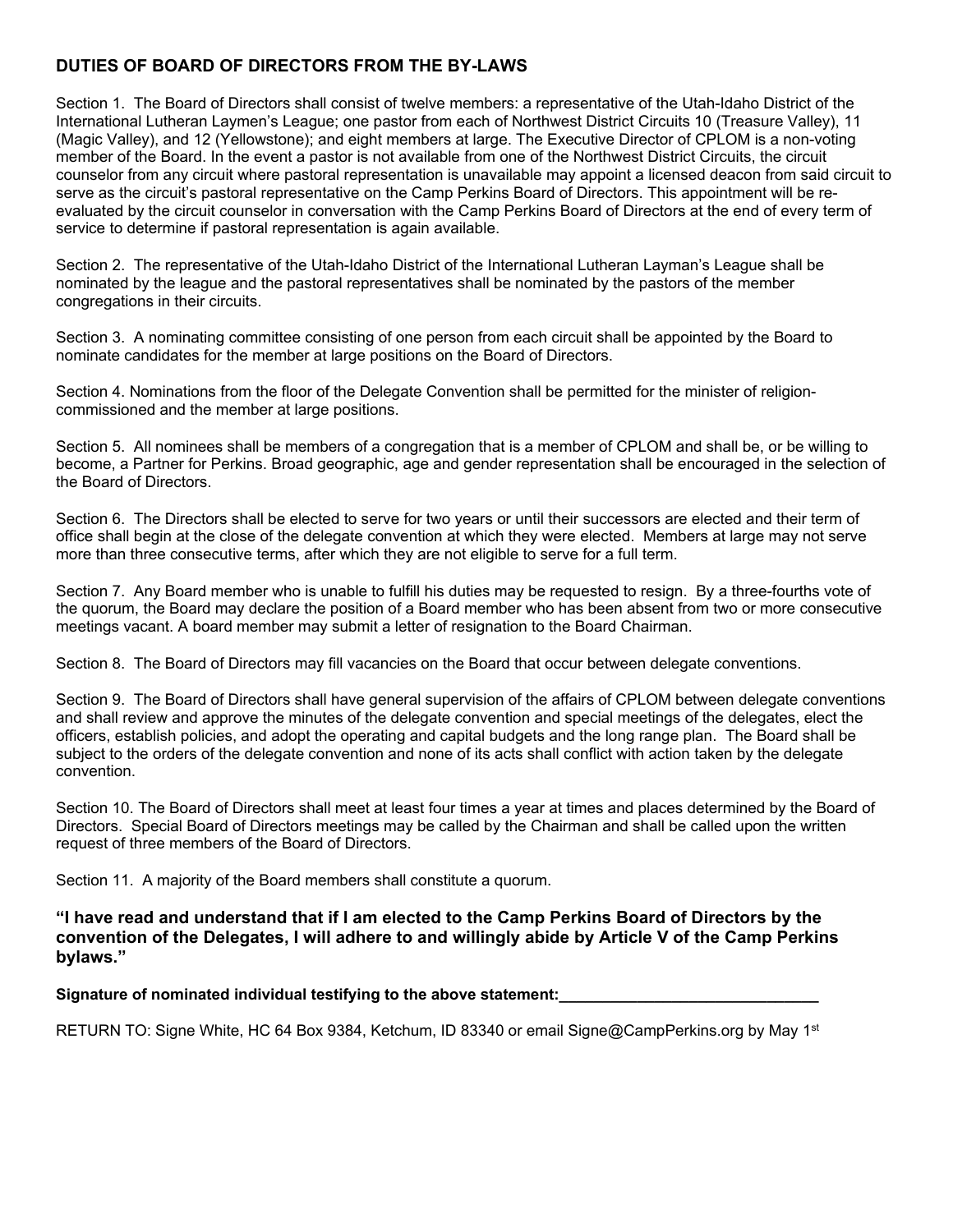## DUTIES OF BOARD OF DIRECTORS FROM THE BY-LAWS

Section 1. The Board of Directors shall consist of twelve members: a representative of the Utah-Idaho District of the International Lutheran Laymen's League; one pastor from each of Northwest District Circuits 10 (Treasure Valley), 11 (Magic Valley), and 12 (Yellowstone); and eight members at large. The Executive Director of CPLOM is a non-voting member of the Board. In the event a pastor is not available from one of the Northwest District Circuits, the circuit counselor from any circuit where pastoral representation is unavailable may appoint a licensed deacon from said circuit to serve as the circuit's pastoral representative on the Camp Perkins Board of Directors. This appointment will be re-evaluated by the circuit counselor in conversation with the Camp Perkins Board of Directors at the end of every term of service to determine if pastoral representation is again available.

Section 2. The representative of the Utah-Idaho District of the International Lutheran Layman's League shall be nominated by the league and the pastoral representatives shall be nominated by the pastors of the member congregations in their circuits.

Section 3. A nominating committee consisting of one person from each circuit shall be appointed by the Board to nominate candidates for the member at large positions on the Board of Directors.

Section 4. Nominations from the floor of the Delegate Convention shall be permitted for the minister of religion-commissioned and the member at large positions.

Section 5. All nominees shall be members of a congregation that is a member of CPLOM and shall be, or be willing to become, a Partner for Perkins. Broad geographic, age and gender representation shall be encouraged in the selection of the Board of Directors.

Section 6. The Directors shall be elected to serve for two years or until their successors are elected and their term of office shall begin at the close of the delegate convention at which they were elected. Members at large may not serve more than three consecutive terms, after which they are not eligible to serve for a full term.

Section 7. Any Board member who is unable to fulfill his duties may be requested to resign. By a three-fourths vote of the quorum, the Board may declare the position of a Board member who has been absent from two or more consecutive meetings vacant. A board member may submit a letter of resignation to the Board Chairman.

Section 8. The Board of Directors may fill vacancies on the Board that occur between delegate conventions.

Section 9. The Board of Directors shall have general supervision of the affairs of CPLOM between delegate conventions and shall review and approve the minutes of the delegate convention and special meetings of the delegates, elect the officers, establish policies, and adopt the operating and capital budgets and the long range plan. The Board shall be subject to the orders of the delegate convention and none of its acts shall conflict with action taken by the delegate convention.

Section 10. The Board of Directors shall meet at least four times a year at times and places determined by the Board of Directors. Special Board of Directors meetings may be called by the Chairman and shall be called upon the written request of three members of the Board of Directors.

Section 11. A majority of the Board members shall constitute a quorum.

**"I have read and understand that if I am elected to the Camp Perkins Board of Directors by the convention of the Delegates, I will adhere to and willingly abide by Article V of the Camp Perkins bylaws."**

**Signature of nominated individual testifying to the above statement:______________________________**

RETURN TO: Signe White, HC 64 Box 9384, Ketchum, ID 83340 or email Signe@CampPerkins.org by May 1st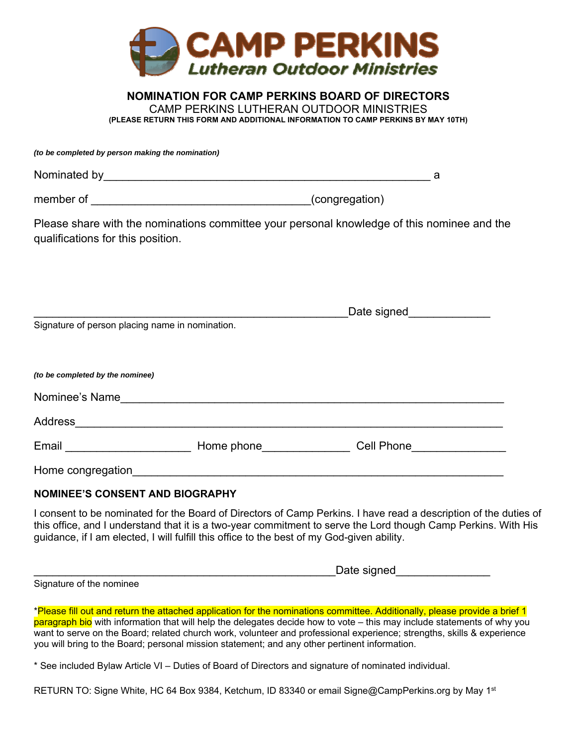**CAMP PERKINS**
*Lutheran Outdoor Ministries*

## NOMINATION FOR CAMP PERKINS BOARD OF DIRECTORS

CAMP PERKINS LUTHERAN OUTDOOR MINISTRIES

**(PLEASE RETURN THIS FORM AND ADDITIONAL INFORMATION TO CAMP PERKINS BY MAY 10TH)**

***(to be completed by person making the nomination)***

Nominated by____________________________________________________ a

member of ___________________________________(congregation)

Please share with the nominations committee your personal knowledge of this nominee and the qualifications for this position.

__________________________________________________Date signed_____________

Signature of person placing name in nomination.

***(to be completed by the nominee)***

Nominee's Name____________________________________________________________

Address___________________________________________________________________

Email ____________________ Home phone______________ Cell Phone_______________

Home congregation___________________________________________________________

**NOMINEE'S CONSENT AND BIOGRAPHY**

I consent to be nominated for the Board of Directors of Camp Perkins. I have read a description of the duties of this office, and I understand that it is a two-year commitment to serve the Lord though Camp Perkins. With His guidance, if I am elected, I will fulfill this office to the best of my God-given ability.

________________________________________________Date signed_______________

Signature of the nominee

*Please fill out and return the attached application for the nominations committee. Additionally, please provide a brief 1 paragraph bio with information that will help the delegates decide how to vote – this may include statements of why you want to serve on the Board; related church work, volunteer and professional experience; strengths, skills & experience you will bring to the Board; personal mission statement; and any other pertinent information.

* See included Bylaw Article VI – Duties of Board of Directors and signature of nominated individual.

RETURN TO: Signe White, HC 64 Box 9384, Ketchum, ID 83340 or email Signe@CampPerkins.org by May 1st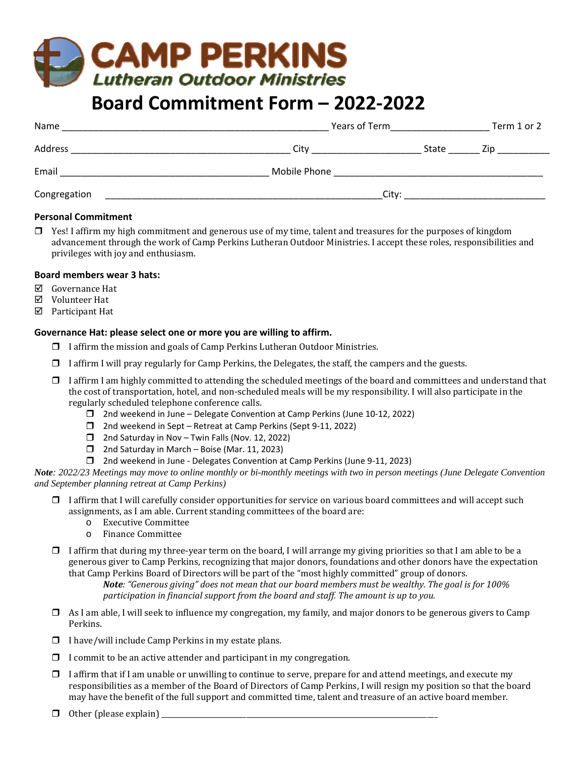# CAMP PERKINS

*Lutheran Outdoor Ministries*

# Board Commitment Form – 2022-2022

Name ______________________________________________________ Years of Term____________________ Term 1 or 2

Address _____________________________________________ City ______________________ State ______ Zip __________

Email __________________________________________ Mobile Phone __________________________________________

Congregation ________________________________________________________City: ____________________________

**Personal Commitment**

❒ Yes! I affirm my high commitment and generous use of my time, talent and treasures for the purposes of kingdom advancement through the work of Camp Perkins Lutheran Outdoor Ministries. I accept these roles, responsibilities and privileges with joy and enthusiasm.

**Board members wear 3 hats:**

☑ Governance Hat
☑ Volunteer Hat
☑ Participant Hat

**Governance Hat: please select one or more you are willing to affirm.**

- ❒ I affirm the mission and goals of Camp Perkins Lutheran Outdoor Ministries.
- ❒ I affirm I will pray regularly for Camp Perkins, the Delegates, the staff, the campers and the guests.
- ❒ I affirm I am highly committed to attending the scheduled meetings of the board and committees and understand that the cost of transportation, hotel, and non-scheduled meals will be my responsibility. I will also participate in the regularly scheduled telephone conference calls.
  - ❒ 2nd weekend in June – Delegate Convention at Camp Perkins (June 10-12, 2022)
  - ❒ 2nd weekend in Sept – Retreat at Camp Perkins (Sept 9-11, 2022)
  - ❒ 2nd Saturday in Nov – Twin Falls (Nov. 12, 2022)
  - ❒ 2nd Saturday in March – Boise (Mar. 11, 2023)
  - ❒ 2nd weekend in June - Delegates Convention at Camp Perkins (June 9-11, 2023)

***Note**: 2022/23 Meetings may move to online monthly or bi-monthly meetings with two in person meetings (June Delegate Convention and September planning retreat at Camp Perkins)*

- ❒ I affirm that I will carefully consider opportunities for service on various board committees and will accept such assignments, as I am able. Current standing committees of the board are:
  - Executive Committee
  - Finance Committee
- ❒ I affirm that during my three-year term on the board, I will arrange my giving priorities so that I am able to be a generous giver to Camp Perkins, recognizing that major donors, foundations and other donors have the expectation that Camp Perkins Board of Directors will be part of the "most highly committed" group of donors.

  ***Note**: "Generous giving" does not mean that our board members must be wealthy. The goal is for 100% participation in financial support from the board and staff. The amount is up to you.*
- ❒ As I am able, I will seek to influence my congregation, my family, and major donors to be generous givers to Camp Perkins.
- ❒ I have/will include Camp Perkins in my estate plans.
- ❒ I commit to be an active attender and participant in my congregation.
- ❒ I affirm that if I am unable or unwilling to continue to serve, prepare for and attend meetings, and execute my responsibilities as a member of the Board of Directors of Camp Perkins, I will resign my position so that the board may have the benefit of the full support and committed time, talent and treasure of an active board member.
- ❒ Other (please explain) ______________________________________________________________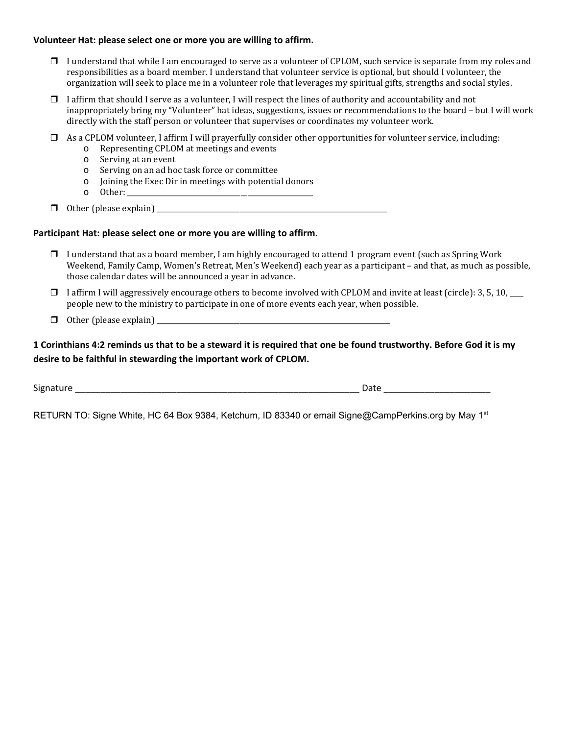**Volunteer Hat: please select one or more you are willing to affirm.**

- ☐ I understand that while I am encouraged to serve as a volunteer of CPLOM, such service is separate from my roles and responsibilities as a board member. I understand that volunteer service is optional, but should I volunteer, the organization will seek to place me in a volunteer role that leverages my spiritual gifts, strengths and social styles.
- ☐ I affirm that should I serve as a volunteer, I will respect the lines of authority and accountability and not inappropriately bring my "Volunteer" hat ideas, suggestions, issues or recommendations to the board – but I will work directly with the staff person or volunteer that supervises or coordinates my volunteer work.
- ☐ As a CPLOM volunteer, I affirm I will prayerfully consider other opportunities for volunteer service, including:
  - o Representing CPLOM at meetings and events
  - o Serving at an event
  - o Serving on an ad hoc task force or committee
  - o Joining the Exec Dir in meetings with potential donors
  - o Other: ___________________________________________
- ☐ Other (please explain) ___________________________________________________________

**Participant Hat: please select one or more you are willing to affirm.**

- ☐ I understand that as a board member, I am highly encouraged to attend 1 program event (such as Spring Work Weekend, Family Camp, Women's Retreat, Men's Weekend) each year as a participant – and that, as much as possible, those calendar dates will be announced a year in advance.
- ☐ I affirm I will aggressively encourage others to become involved with CPLOM and invite at least (circle): 3, 5, 10, ____ people new to the ministry to participate in one of more events each year, when possible.
- ☐ Other (please explain) ___________________________________________________________

**1 Corinthians 4:2 reminds us that to be a steward it is required that one be found trustworthy. Before God it is my desire to be faithful in stewarding the important work of CPLOM.**

Signature _______________________________________________________________ Date ________________________

RETURN TO: Signe White, HC 64 Box 9384, Ketchum, ID 83340 or email Signe@CampPerkins.org by May 1st